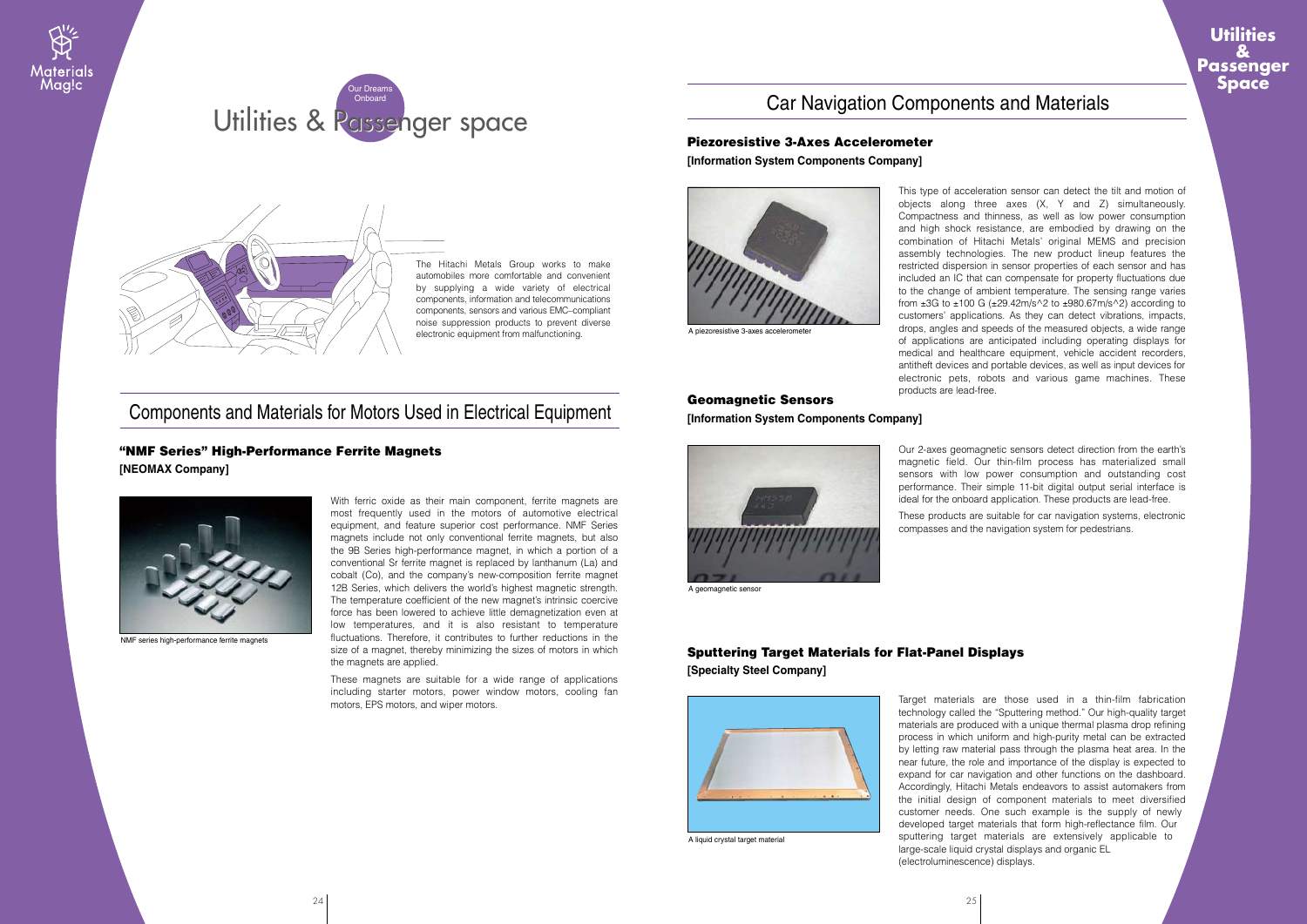# Utilities & Passenger space

Our Dreams Onboard

The Hitachi Metals Group works to make automobiles more comfortable and convenient by supplying a wide variety of electrical components, information and telecommunications components, sensors and various EMC–compliant noise suppression products to prevent diverse electronic equipment from malfunctioning.

## Components and Materials for Motors Used in Electrical Equipment

### "NMF Series" High-Performance Ferrite Magnets

**[NEOMAX Company]**

NMF series high-performance ferrite magnets

With ferric oxide as their main component, ferrite magnets are most frequently used in the motors of automotive electrical equipment, and feature superior cost performance. NMF Series magnets include not only conventional ferrite magnets, but also the 9B Series high-performance magnet, in which a portion of a conventional Sr ferrite magnet is replaced by lanthanum (La) and cobalt (Co), and the company's new-composition ferrite magnet 12B Series, which delivers the world's highest magnetic strength. The temperature coefficient of the new magnet's intrinsic coercive force has been lowered to achieve little demagnetization even at low temperatures, and it is also resistant to temperature fluctuations. Therefore, it contributes to further reductions in the size of a magnet, thereby minimizing the sizes of motors in which the magnets are applied.

These magnets are suitable for a wide range of applications including starter motors, power window motors, cooling fan motors, EPS motors, and wiper motors.

## Car Navigation Components and Materials

### Piezoresistive 3-Axes Accelerometer

**[Information System Components Company]**

A piezoresistive 3-axes accelerometer

This type of acceleration sensor can detect the tilt and motion of objects along three axes (X, Y and Z) simultaneously. Compactness and thinness, as well as low power consumption and high shock resistance, are embodied by drawing on the combination of Hitachi Metals' original MEMS and precision assembly technologies. The new product lineup features the restricted dispersion in sensor properties of each sensor and has included an IC that can compensate for property fluctuations due to the change of ambient temperature. The sensing range varies from ±3G to ±100 G (±29.42m/s^2 to ±980.67m/s^2) according to customers' applications. As they can detect vibrations, impacts, drops, angles and speeds of the measured objects, a wide range of applications are anticipated including operating displays for medical and healthcare equipment, vehicle accident recorders, antitheft devices and portable devices, as well as input devices for electronic pets, robots and various game machines. These products are lead-free.

### Geomagnetic Sensors

**[Information System Components Company]**

A geomagnetic sensor

Our 2-axes geomagnetic sensors detect direction from the earth's magnetic field. Our thin-film process has materialized small sensors with low power consumption and outstanding cost performance. Their simple 11-bit digital output serial interface is ideal for the onboard application. These products are lead-free.

These products are suitable for car navigation systems, electronic compasses and the navigation system for pedestrians.

### Sputtering Target Materials for Flat-Panel Displays

**[Specialty Steel Company]**

A liquid crystal target material

Target materials are those used in a thin-film fabrication technology called the "Sputtering method." Our high-quality target materials are produced with a unique thermal plasma drop refining process in which uniform and high-purity metal can be extracted by letting raw material pass through the plasma heat area. In the near future, the role and importance of the display is expected to expand for car navigation and other functions on the dashboard. Accordingly, Hitachi Metals endeavors to assist automakers from the initial design of component materials to meet diversified customer needs. One such example is the supply of newly developed target materials that form high-reflectance film. Our sputtering target materials are extensively applicable to large-scale liquid crystal displays and organic EL (electroluminescence) displays.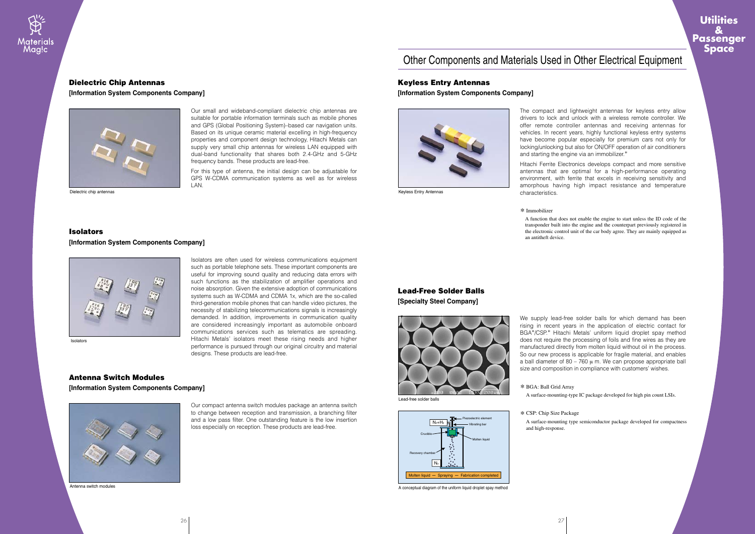# Other Components and Materials Used in Other Electrical Equipment

## Dielectric Chip Antennas

**[Information System Components Company]**

Dielectric chip antennas

Our small and wideband-compliant dielectric chip antennas are suitable for portable information terminals such as mobile phones and GPS (Global Positioning System)–based car navigation units. Based on its unique ceramic material excelling in high-frequency properties and component design technology, Hitachi Metals can supply very small chip antennas for wireless LAN equipped with dual-band functionality that shares both 2.4-GHz and 5-GHz frequency bands. These products are lead-free.

For this type of antenna, the initial design can be adjustable for GPS W-CDMA communication systems as well as for wireless LAN.

## Isolators

**[Information System Components Company]**

Isolators

Isolators are often used for wireless communications equipment such as portable telephone sets. These important components are useful for improving sound quality and reducing data errors with such functions as the stabilization of amplifier operations and noise absorption. Given the extensive adoption of communications systems such as W-CDMA and CDMA 1x, which are the so-called third-generation mobile phones that can handle video pictures, the necessity of stabilizing telecommunications signals is increasingly demanded. In addition, improvements in communication quality are considered increasingly important as automobile onboard communications services such as telematics are spreading. Hitachi Metals' isolators meet these rising needs and higher performance is pursued through our original circuitry and material designs. These products are lead-free.

## Antenna Switch Modules

**[Information System Components Company]**

Antenna switch modules

Our compact antenna switch modules package an antenna switch to change between reception and transmission, a branching filter and a low pass filter. One outstanding feature is the low insertion loss especially on reception. These products are lead-free.

## Keyless Entry Antennas

**[Information System Components Company]**

Keyless Entry Antennas

The compact and lightweight antennas for keyless entry allow drivers to lock and unlock with a wireless remote controller. We offer remote controller antennas and receiving antennas for vehicles. In recent years, highly functional keyless entry systems have become popular especially for premium cars not only for locking/unlocking but also for ON/OFF operation of air conditioners and starting the engine via an immobilizer.*

Hitachi Ferrite Electronics develops compact and more sensitive antennas that are optimal for a high-performance operating environment, with ferrite that excels in receiving sensitivity and amorphous having high impact resistance and temperature characteristics.

\* Immobilizer

A function that does not enable the engine to start unless the ID code of the transponder built into the engine and the counterpart previously registered in the electronic control unit of the car body agree. They are mainly equipped as an antitheft device.

## Lead-Free Solder Balls

**[Specialty Steel Company]**

Lead-free solder balls

A conceptual diagram of the uniform liquid droplet spay method

We supply lead-free solder balls for which demand has been rising in recent years in the application of electric contact for BGA*/CSP.* Hitachi Metals' uniform liquid droplet spay method does not require the processing of foils and fine wires as they are manufactured directly from molten liquid without oil in the process. So our new process is applicable for fragile material, and enables a ball diameter of 80 – 760 μ m. We can propose appropriate ball size and composition in compliance with customers' wishes.

\* BGA: Ball Grid Array

A surface-mounting-type IC package developed for high pin count LSIs.

\* CSP: Chip Size Package

A surface-mounting type semiconductor package developed for compactness and high-response.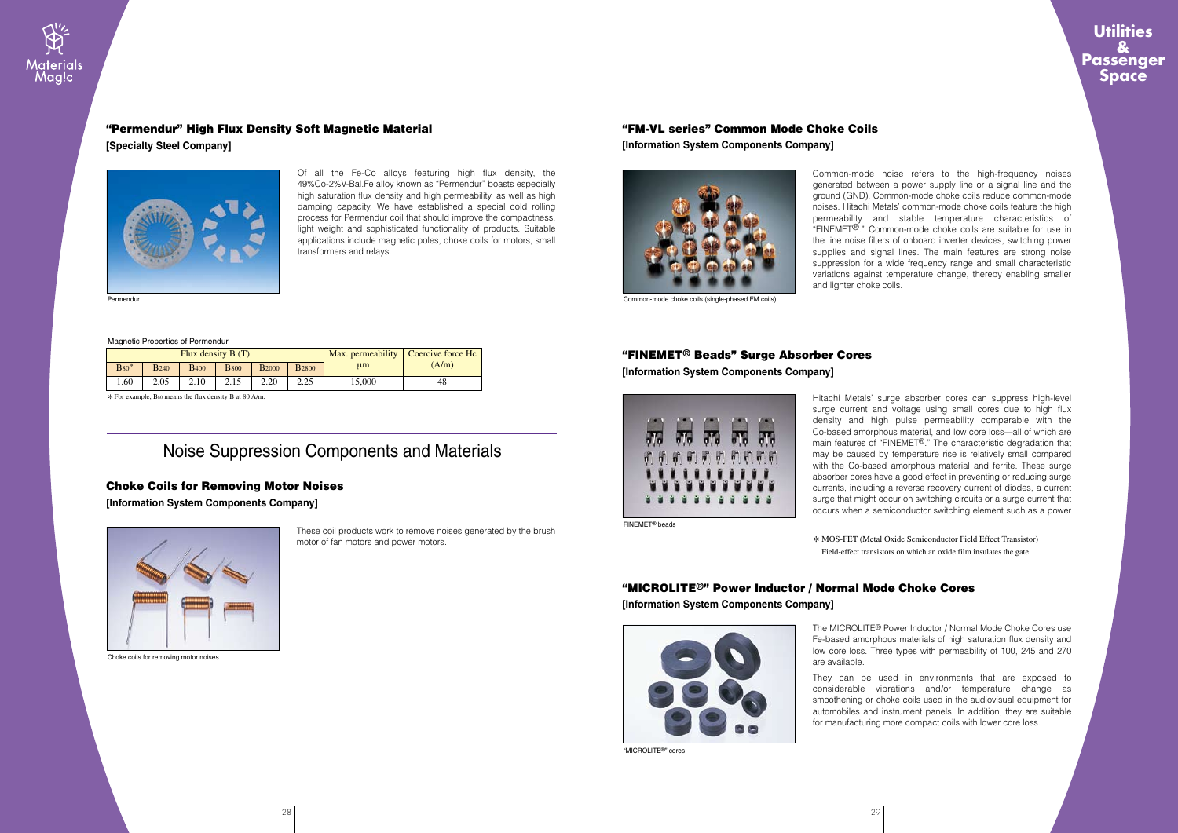## "Permendur" High Flux Density Soft Magnetic Material

**[Specialty Steel Company]**

Permendur

Of all the Fe-Co alloys featuring high flux density, the 49%Co-2%V-Bal.Fe alloy known as "Permendur" boasts especially high saturation flux density and high permeability, as well as high damping capacity. We have established a special cold rolling process for Permendur coil that should improve the compactness, light weight and sophisticated functionality of products. Suitable applications include magnetic poles, choke coils for motors, small transformers and relays.

Magnetic Properties of Permendur

| Flux density B (T) | | | | | | Max. permeability μm | Coercive force Hc (A/m) |
|---|---|---|---|---|---|---|---|
| $B_{80}$* | $B_{240}$ | $B_{400}$ | $B_{800}$ | $B_{2000}$ | $B_{2800}$ | | |
| 1.60 | 2.05 | 2.10 | 2.15 | 2.20 | 2.25 | 15,000 | 48 |

* For example, $B_{80}$ means the flux density B at 80 A/m.

# Noise Suppression Components and Materials

## Choke Coils for Removing Motor Noises

**[Information System Components Company]**

These coil products work to remove noises generated by the brush motor of fan motors and power motors.

Choke coils for removing motor noises

## "FM-VL series" Common Mode Choke Coils

**[Information System Components Company]**

Common-mode noise refers to the high-frequency noises generated between a power supply line or a signal line and the ground (GND). Common-mode choke coils reduce common-mode noises. Hitachi Metals' common-mode choke coils feature the high permeability and stable temperature characteristics of "FINEMET®." Common-mode choke coils are suitable for use in the line noise filters of onboard inverter devices, switching power supplies and signal lines. The main features are strong noise suppression for a wide frequency range and small characteristic variations against temperature change, thereby enabling smaller and lighter choke coils.

Common-mode choke coils (single-phased FM coils)

## "FINEMET® Beads" Surge Absorber Cores

**[Information System Components Company]**

Hitachi Metals' surge absorber cores can suppress high-level surge current and voltage using small cores due to high flux density and high pulse permeability comparable with the Co-based amorphous material, and low core loss—all of which are main features of "FINEMET®." The characteristic degradation that may be caused by temperature rise is relatively small compared with the Co-based amorphous material and ferrite. These surge absorber cores have a good effect in preventing or reducing surge currents, including a reverse recovery current of diodes, a current surge that might occur on switching circuits or a surge current that occurs when a semiconductor switching element such as a power

FINEMET® beads

* MOS-FET (Metal Oxide Semiconductor Field Effect Transistor)
Field-effect transistors on which an oxide film insulates the gate.

## "MICROLITE®" Power Inductor / Normal Mode Choke Cores

**[Information System Components Company]**

The MICROLITE® Power Inductor / Normal Mode Choke Cores use Fe-based amorphous materials of high saturation flux density and low core loss. Three types with permeability of 100, 245 and 270 are available.

They can be used in environments that are exposed to considerable vibrations and/or temperature change as smoothening or choke coils used in the audiovisual equipment for automobiles and instrument panels. In addition, they are suitable for manufacturing more compact coils with lower core loss.

"MICROLITE®" cores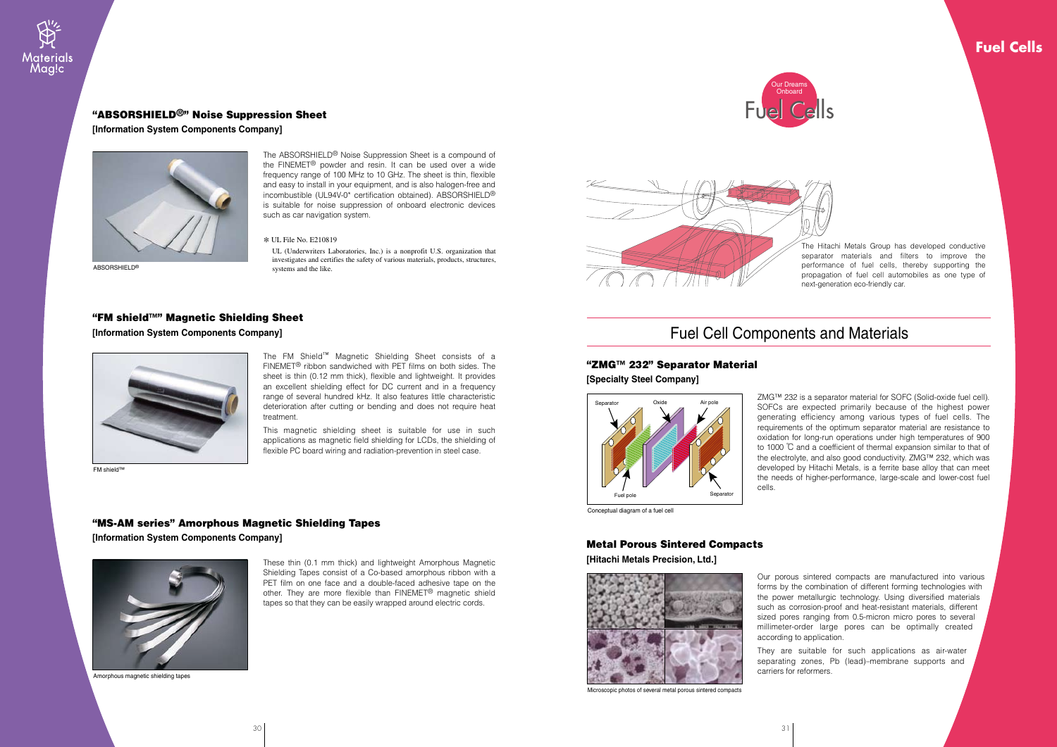## "ABSORSHIELD®" Noise Suppression Sheet

**[Information System Components Company]**

ABSORSHIELD®

The ABSORSHIELD® Noise Suppression Sheet is a compound of the FINEMET® powder and resin. It can be used over a wide frequency range of 100 MHz to 10 GHz. The sheet is thin, flexible and easy to install in your equipment, and is also halogen-free and incombustible (UL94V-0* certification obtained). ABSORSHIELD® is suitable for noise suppression of onboard electronic devices such as car navigation system.

* UL File No. E210819

UL (Underwriters Laboratories, Inc.) is a nonprofit U.S. organization that investigates and certifies the safety of various materials, products, structures, systems and the like.

## "FM shield™" Magnetic Shielding Sheet

**[Information System Components Company]**

FM shield™

The FM Shield™ Magnetic Shielding Sheet consists of a FINEMET® ribbon sandwiched with PET films on both sides. The sheet is thin (0.12 mm thick), flexible and lightweight. It provides an excellent shielding effect for DC current and in a frequency range of several hundred kHz. It also features little characteristic deterioration after cutting or bending and does not require heat treatment.

This magnetic shielding sheet is suitable for use in such applications as magnetic field shielding for LCDs, the shielding of flexible PC board wiring and radiation-prevention in steel case.

## "MS-AM series" Amorphous Magnetic Shielding Tapes

**[Information System Components Company]**

Amorphous magnetic shielding tapes

These thin (0.1 mm thick) and lightweight Amorphous Magnetic Shielding Tapes consist of a Co-based amorphous ribbon with a PET film on one face and a double-faced adhesive tape on the other. They are more flexible than FINEMET® magnetic shield tapes so that they can be easily wrapped around electric cords.

# Fuel Cells

Our Dreams Onboard

Fuel Cells

The Hitachi Metals Group has developed conductive separator materials and filters to improve the performance of fuel cells, thereby supporting the propagation of fuel cell automobiles as one type of next-generation eco-friendly car.

# Fuel Cell Components and Materials

## "ZMG™ 232" Separator Material

**[Specialty Steel Company]**

Separator

Oxide

Air pole

Fuel pole

Separator

Conceptual diagram of a fuel cell

ZMG™ 232 is a separator material for SOFC (Solid-oxide fuel cell). SOFCs are expected primarily because of the highest power generating efficiency among various types of fuel cells. The requirements of the optimum separator material are resistance to oxidation for long-run operations under high temperatures of 900 to 1000 ℃ and a coefficient of thermal expansion similar to that of the electrolyte, and also good conductivity. ZMG™ 232, which was developed by Hitachi Metals, is a ferrite base alloy that can meet the needs of higher-performance, large-scale and lower-cost fuel cells.

## Metal Porous Sintered Compacts

**[Hitachi Metals Precision, Ltd.]**

Microscopic photos of several metal porous sintered compacts

Our porous sintered compacts are manufactured into various forms by the combination of different forming technologies with the power metallurgic technology. Using diversified materials such as corrosion-proof and heat-resistant materials, different sized pores ranging from 0.5-micron micro pores to several millimeter-order large pores can be optimally created according to application.

They are suitable for such applications as air-water separating zones, Pb (lead)-membrane supports and carriers for reformers.